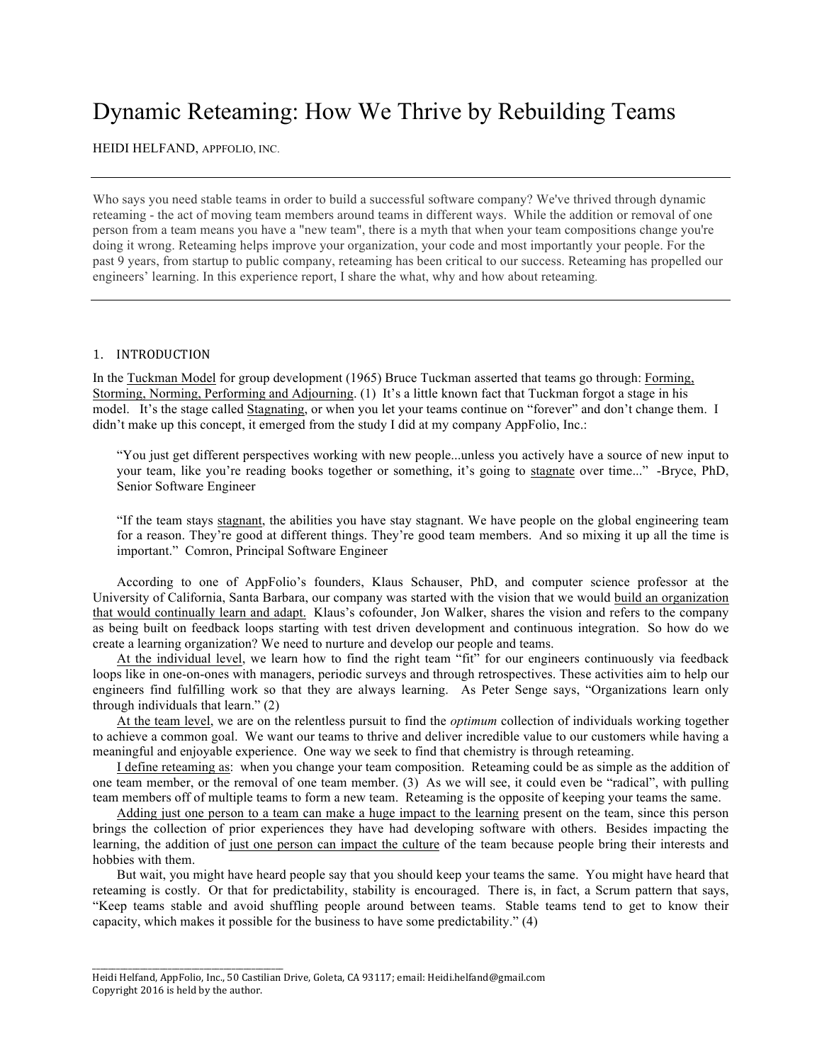# Dynamic Reteaming: How We Thrive by Rebuilding Teams

HEIDI HELFAND, APPFOLIO, INC.

---

Who says you need stable teams in order to build a successful software company? We've thrived through dynamic reteaming - the act of moving team members around teams in different ways. While the addition or removal of one person from a team means you have a "new team", there is a myth that when your team compositions change you're doing it wrong. Reteaming helps improve your organization, your code and most importantly your people. For the past 9 years, from startup to public company, reteaming has been critical to our success. Reteaming has propelled our engineers' learning. In this experience report, I share the what, why and how about reteaming.

---

## 1. INTRODUCTION

In the Tuckman Model for group development (1965) Bruce Tuckman asserted that teams go through: Forming, Storming, Norming, Performing and Adjourning. (1) It's a little known fact that Tuckman forgot a stage in his model. It's the stage called Stagnating, or when you let your teams continue on "forever" and don't change them. I didn't make up this concept, it emerged from the study I did at my company AppFolio, Inc.:

> "You just get different perspectives working with new people...unless you actively have a source of new input to your team, like you're reading books together or something, it's going to stagnate over time..." -Bryce, PhD, Senior Software Engineer

> "If the team stays stagnant, the abilities you have stay stagnant. We have people on the global engineering team for a reason. They're good at different things. They're good team members. And so mixing it up all the time is important." Comron, Principal Software Engineer

According to one of AppFolio's founders, Klaus Schauser, PhD, and computer science professor at the University of California, Santa Barbara, our company was started with the vision that we would build an organization that would continually learn and adapt. Klaus's cofounder, Jon Walker, shares the vision and refers to the company as being built on feedback loops starting with test driven development and continuous integration. So how do we create a learning organization? We need to nurture and develop our people and teams.

At the individual level, we learn how to find the right team "fit" for our engineers continuously via feedback loops like in one-on-ones with managers, periodic surveys and through retrospectives. These activities aim to help our engineers find fulfilling work so that they are always learning. As Peter Senge says, "Organizations learn only through individuals that learn." (2)

At the team level, we are on the relentless pursuit to find the *optimum* collection of individuals working together to achieve a common goal. We want our teams to thrive and deliver incredible value to our customers while having a meaningful and enjoyable experience. One way we seek to find that chemistry is through reteaming.

I define reteaming as: when you change your team composition. Reteaming could be as simple as the addition of one team member, or the removal of one team member. (3) As we will see, it could even be "radical", with pulling team members off of multiple teams to form a new team. Reteaming is the opposite of keeping your teams the same.

Adding just one person to a team can make a huge impact to the learning present on the team, since this person brings the collection of prior experiences they have had developing software with others. Besides impacting the learning, the addition of just one person can impact the culture of the team because people bring their interests and hobbies with them.

But wait, you might have heard people say that you should keep your teams the same. You might have heard that reteaming is costly. Or that for predictability, stability is encouraged. There is, in fact, a Scrum pattern that says, "Keep teams stable and avoid shuffling people around between teams. Stable teams tend to get to know their capacity, which makes it possible for the business to have some predictability." (4)

---

Heidi Helfand, AppFolio, Inc., 50 Castilian Drive, Goleta, CA 93117; email: Heidi.helfand@gmail.com
Copyright 2016 is held by the author.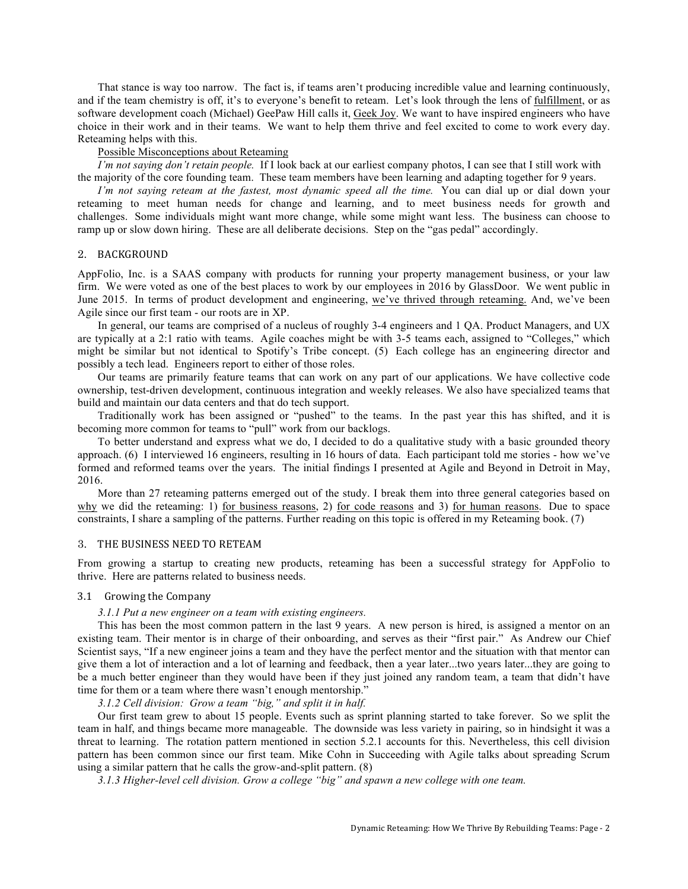That stance is way too narrow. The fact is, if teams aren't producing incredible value and learning continuously, and if the team chemistry is off, it's to everyone's benefit to reteam. Let's look through the lens of fulfillment, or as software development coach (Michael) GeePaw Hill calls it, Geek Joy. We want to have inspired engineers who have choice in their work and in their teams. We want to help them thrive and feel excited to come to work every day. Reteaming helps with this.

Possible Misconceptions about Reteaming

*I'm not saying don't retain people.* If I look back at our earliest company photos, I can see that I still work with the majority of the core founding team. These team members have been learning and adapting together for 9 years.

*I'm not saying reteam at the fastest, most dynamic speed all the time.* You can dial up or dial down your reteaming to meet human needs for change and learning, and to meet business needs for growth and challenges. Some individuals might want more change, while some might want less. The business can choose to ramp up or slow down hiring. These are all deliberate decisions. Step on the "gas pedal" accordingly.

## 2. BACKGROUND

AppFolio, Inc. is a SAAS company with products for running your property management business, or your law firm. We were voted as one of the best places to work by our employees in 2016 by GlassDoor. We went public in June 2015. In terms of product development and engineering, we've thrived through reteaming. And, we've been Agile since our first team - our roots are in XP.

In general, our teams are comprised of a nucleus of roughly 3-4 engineers and 1 QA. Product Managers, and UX are typically at a 2:1 ratio with teams. Agile coaches might be with 3-5 teams each, assigned to "Colleges," which might be similar but not identical to Spotify's Tribe concept. (5) Each college has an engineering director and possibly a tech lead. Engineers report to either of those roles.

Our teams are primarily feature teams that can work on any part of our applications. We have collective code ownership, test-driven development, continuous integration and weekly releases. We also have specialized teams that build and maintain our data centers and that do tech support.

Traditionally work has been assigned or "pushed" to the teams. In the past year this has shifted, and it is becoming more common for teams to "pull" work from our backlogs.

To better understand and express what we do, I decided to do a qualitative study with a basic grounded theory approach. (6) I interviewed 16 engineers, resulting in 16 hours of data. Each participant told me stories - how we've formed and reformed teams over the years. The initial findings I presented at Agile and Beyond in Detroit in May, 2016.

More than 27 reteaming patterns emerged out of the study. I break them into three general categories based on why we did the reteaming: 1) for business reasons, 2) for code reasons and 3) for human reasons. Due to space constraints, I share a sampling of the patterns. Further reading on this topic is offered in my Reteaming book. (7)

## 3. THE BUSINESS NEED TO RETEAM

From growing a startup to creating new products, reteaming has been a successful strategy for AppFolio to thrive. Here are patterns related to business needs.

### 3.1 Growing the Company

*3.1.1 Put a new engineer on a team with existing engineers.*

This has been the most common pattern in the last 9 years. A new person is hired, is assigned a mentor on an existing team. Their mentor is in charge of their onboarding, and serves as their "first pair." As Andrew our Chief Scientist says, "If a new engineer joins a team and they have the perfect mentor and the situation with that mentor can give them a lot of interaction and a lot of learning and feedback, then a year later...two years later...they are going to be a much better engineer than they would have been if they just joined any random team, a team that didn't have time for them or a team where there wasn't enough mentorship."

*3.1.2 Cell division: Grow a team "big," and split it in half.*

Our first team grew to about 15 people. Events such as sprint planning started to take forever. So we split the team in half, and things became more manageable. The downside was less variety in pairing, so in hindsight it was a threat to learning. The rotation pattern mentioned in section 5.2.1 accounts for this. Nevertheless, this cell division pattern has been common since our first team. Mike Cohn in Succeeding with Agile talks about spreading Scrum using a similar pattern that he calls the grow-and-split pattern. (8)

*3.1.3 Higher-level cell division. Grow a college "big" and spawn a new college with one team.*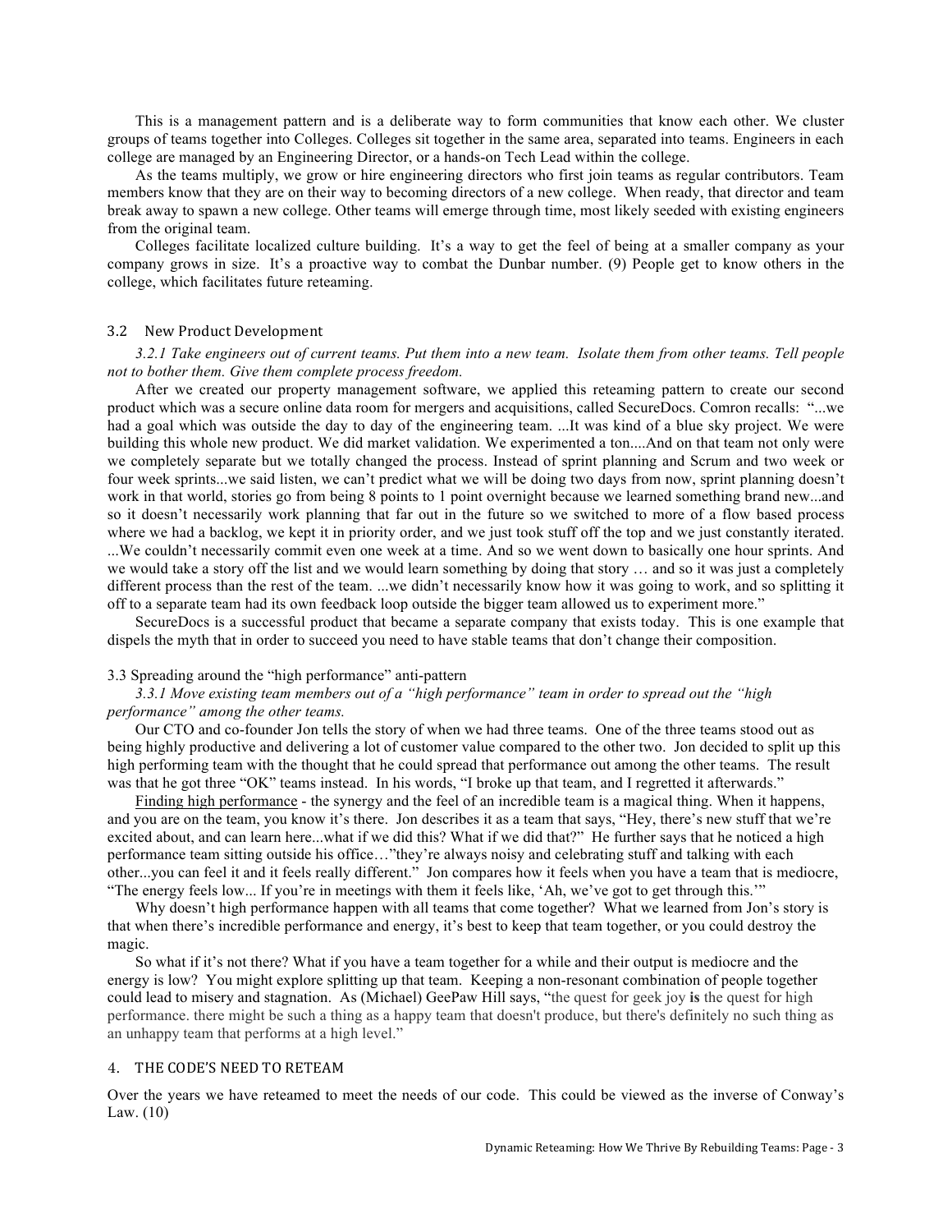This is a management pattern and is a deliberate way to form communities that know each other. We cluster groups of teams together into Colleges. Colleges sit together in the same area, separated into teams. Engineers in each college are managed by an Engineering Director, or a hands-on Tech Lead within the college.

As the teams multiply, we grow or hire engineering directors who first join teams as regular contributors. Team members know that they are on their way to becoming directors of a new college. When ready, that director and team break away to spawn a new college. Other teams will emerge through time, most likely seeded with existing engineers from the original team.

Colleges facilitate localized culture building. It's a way to get the feel of being at a smaller company as your company grows in size. It's a proactive way to combat the Dunbar number. (9) People get to know others in the college, which facilitates future reteaming.

### 3.2 New Product Development

*3.2.1 Take engineers out of current teams. Put them into a new team. Isolate them from other teams. Tell people not to bother them. Give them complete process freedom.*

After we created our property management software, we applied this reteaming pattern to create our second product which was a secure online data room for mergers and acquisitions, called SecureDocs. Comron recalls: "...we had a goal which was outside the day to day of the engineering team. ...It was kind of a blue sky project. We were building this whole new product. We did market validation. We experimented a ton....And on that team not only were we completely separate but we totally changed the process. Instead of sprint planning and Scrum and two week or four week sprints...we said listen, we can't predict what we will be doing two days from now, sprint planning doesn't work in that world, stories go from being 8 points to 1 point overnight because we learned something brand new...and so it doesn't necessarily work planning that far out in the future so we switched to more of a flow based process where we had a backlog, we kept it in priority order, and we just took stuff off the top and we just constantly iterated. ...We couldn't necessarily commit even one week at a time. And so we went down to basically one hour sprints. And we would take a story off the list and we would learn something by doing that story … and so it was just a completely different process than the rest of the team. ...we didn't necessarily know how it was going to work, and so splitting it off to a separate team had its own feedback loop outside the bigger team allowed us to experiment more."

SecureDocs is a successful product that became a separate company that exists today. This is one example that dispels the myth that in order to succeed you need to have stable teams that don't change their composition.

### 3.3 Spreading around the "high performance" anti-pattern

*3.3.1 Move existing team members out of a "high performance" team in order to spread out the "high performance" among the other teams.*

Our CTO and co-founder Jon tells the story of when we had three teams. One of the three teams stood out as being highly productive and delivering a lot of customer value compared to the other two. Jon decided to split up this high performing team with the thought that he could spread that performance out among the other teams. The result was that he got three "OK" teams instead. In his words, "I broke up that team, and I regretted it afterwards."

Finding high performance - the synergy and the feel of an incredible team is a magical thing. When it happens, and you are on the team, you know it's there. Jon describes it as a team that says, "Hey, there's new stuff that we're excited about, and can learn here...what if we did this? What if we did that?" He further says that he noticed a high performance team sitting outside his office…"they're always noisy and celebrating stuff and talking with each other...you can feel it and it feels really different." Jon compares how it feels when you have a team that is mediocre, "The energy feels low... If you're in meetings with them it feels like, 'Ah, we've got to get through this.'"

Why doesn't high performance happen with all teams that come together? What we learned from Jon's story is that when there's incredible performance and energy, it's best to keep that team together, or you could destroy the magic.

So what if it's not there? What if you have a team together for a while and their output is mediocre and the energy is low? You might explore splitting up that team. Keeping a non-resonant combination of people together could lead to misery and stagnation. As (Michael) GeePaw Hill says, "the quest for geek joy **is** the quest for high performance. there might be such a thing as a happy team that doesn't produce, but there's definitely no such thing as an unhappy team that performs at a high level."

## 4. THE CODE'S NEED TO RETEAM

Over the years we have reteamed to meet the needs of our code. This could be viewed as the inverse of Conway's Law. (10)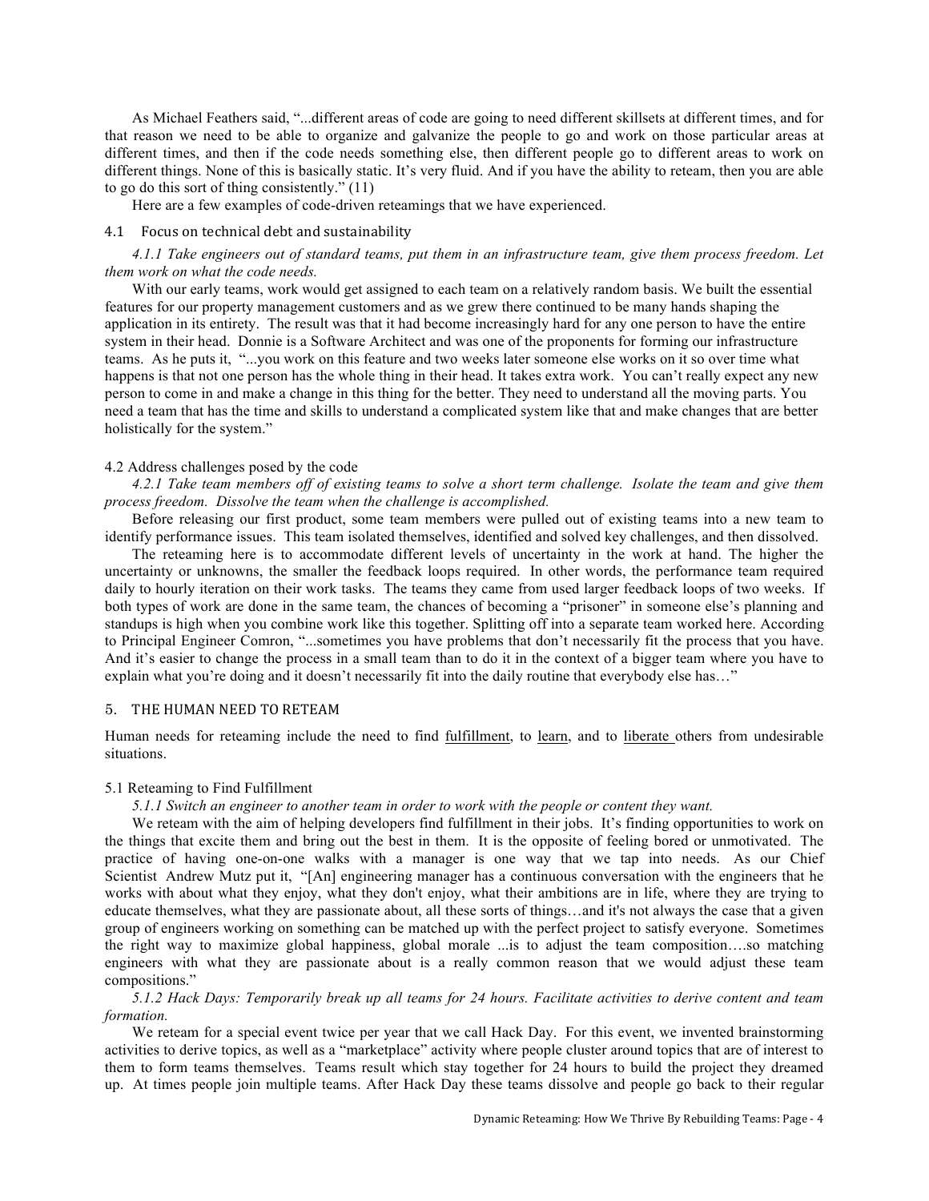As Michael Feathers said, "...different areas of code are going to need different skillsets at different times, and for that reason we need to be able to organize and galvanize the people to go and work on those particular areas at different times, and then if the code needs something else, then different people go to different areas to work on different things. None of this is basically static. It's very fluid. And if you have the ability to reteam, then you are able to go do this sort of thing consistently." (11)

Here are a few examples of code-driven reteamings that we have experienced.

### 4.1 Focus on technical debt and sustainability

*4.1.1 Take engineers out of standard teams, put them in an infrastructure team, give them process freedom. Let them work on what the code needs.*

With our early teams, work would get assigned to each team on a relatively random basis. We built the essential features for our property management customers and as we grew there continued to be many hands shaping the application in its entirety. The result was that it had become increasingly hard for any one person to have the entire system in their head. Donnie is a Software Architect and was one of the proponents for forming our infrastructure teams. As he puts it, "...you work on this feature and two weeks later someone else works on it so over time what happens is that not one person has the whole thing in their head. It takes extra work. You can't really expect any new person to come in and make a change in this thing for the better. They need to understand all the moving parts. You need a team that has the time and skills to understand a complicated system like that and make changes that are better holistically for the system."

### 4.2 Address challenges posed by the code

*4.2.1 Take team members off of existing teams to solve a short term challenge. Isolate the team and give them process freedom. Dissolve the team when the challenge is accomplished.*

Before releasing our first product, some team members were pulled out of existing teams into a new team to identify performance issues. This team isolated themselves, identified and solved key challenges, and then dissolved.

The reteaming here is to accommodate different levels of uncertainty in the work at hand. The higher the uncertainty or unknowns, the smaller the feedback loops required. In other words, the performance team required daily to hourly iteration on their work tasks. The teams they came from used larger feedback loops of two weeks. If both types of work are done in the same team, the chances of becoming a "prisoner" in someone else's planning and standups is high when you combine work like this together. Splitting off into a separate team worked here. According to Principal Engineer Comron, "...sometimes you have problems that don't necessarily fit the process that you have. And it's easier to change the process in a small team than to do it in the context of a bigger team where you have to explain what you're doing and it doesn't necessarily fit into the daily routine that everybody else has…"

## 5. THE HUMAN NEED TO RETEAM

Human needs for reteaming include the need to find <u>fulfillment</u>, to <u>learn</u>, and to <u>liberate</u> others from undesirable situations.

### 5.1 Reteaming to Find Fulfillment

*5.1.1 Switch an engineer to another team in order to work with the people or content they want.*

We reteam with the aim of helping developers find fulfillment in their jobs. It's finding opportunities to work on the things that excite them and bring out the best in them. It is the opposite of feeling bored or unmotivated. The practice of having one-on-one walks with a manager is one way that we tap into needs. As our Chief Scientist Andrew Mutz put it, "[An] engineering manager has a continuous conversation with the engineers that he works with about what they enjoy, what they don't enjoy, what their ambitions are in life, where they are trying to educate themselves, what they are passionate about, all these sorts of things…and it's not always the case that a given group of engineers working on something can be matched up with the perfect project to satisfy everyone. Sometimes the right way to maximize global happiness, global morale ...is to adjust the team composition….so matching engineers with what they are passionate about is a really common reason that we would adjust these team compositions."

*5.1.2 Hack Days: Temporarily break up all teams for 24 hours. Facilitate activities to derive content and team formation.*

We reteam for a special event twice per year that we call Hack Day. For this event, we invented brainstorming activities to derive topics, as well as a "marketplace" activity where people cluster around topics that are of interest to them to form teams themselves. Teams result which stay together for 24 hours to build the project they dreamed up. At times people join multiple teams. After Hack Day these teams dissolve and people go back to their regular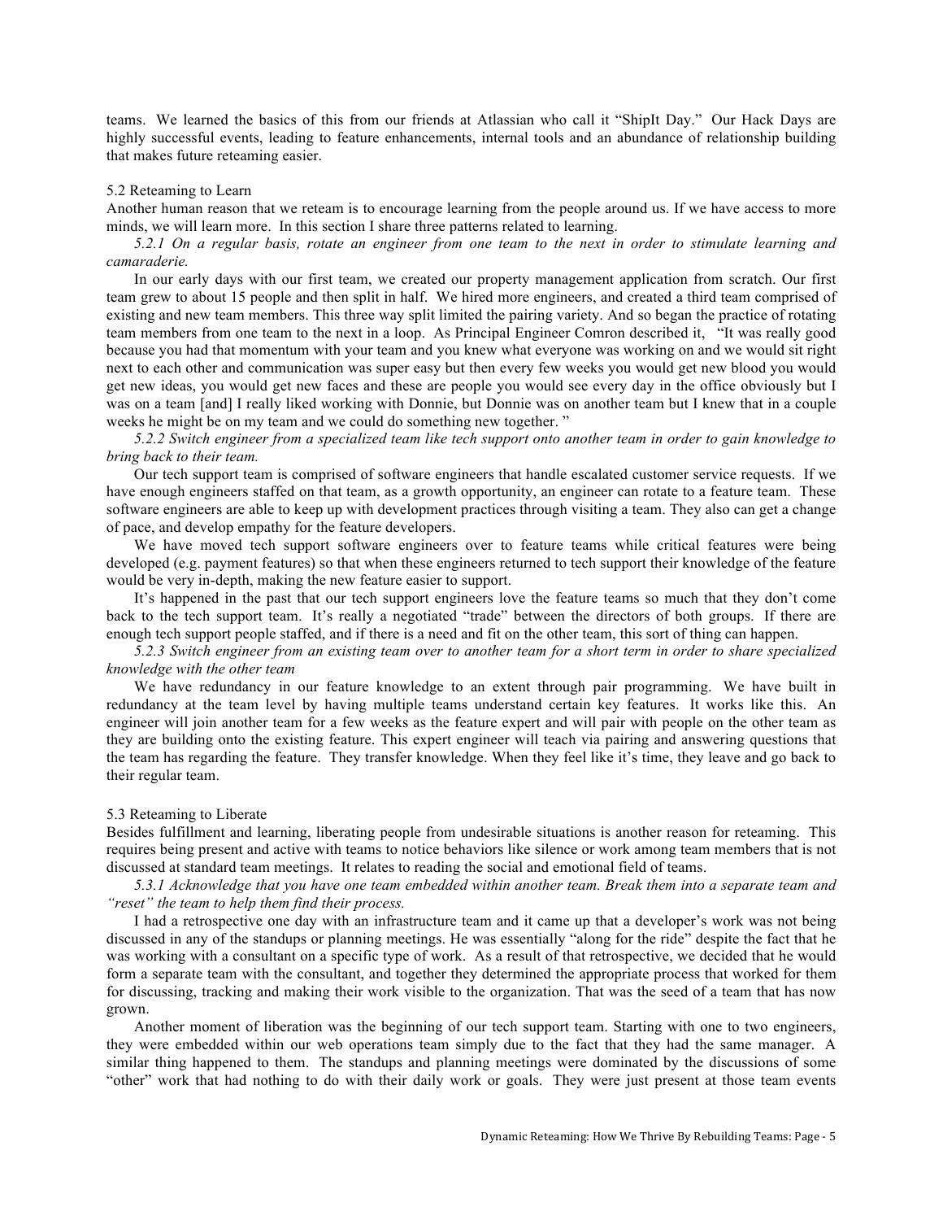teams. We learned the basics of this from our friends at Atlassian who call it "ShipIt Day." Our Hack Days are highly successful events, leading to feature enhancements, internal tools and an abundance of relationship building that makes future reteaming easier.

### 5.2 Reteaming to Learn

Another human reason that we reteam is to encourage learning from the people around us. If we have access to more minds, we will learn more. In this section I share three patterns related to learning.

*5.2.1 On a regular basis, rotate an engineer from one team to the next in order to stimulate learning and camaraderie.*

In our early days with our first team, we created our property management application from scratch. Our first team grew to about 15 people and then split in half. We hired more engineers, and created a third team comprised of existing and new team members. This three way split limited the pairing variety. And so began the practice of rotating team members from one team to the next in a loop. As Principal Engineer Comron described it, "It was really good because you had that momentum with your team and you knew what everyone was working on and we would sit right next to each other and communication was super easy but then every few weeks you would get new blood you would get new ideas, you would get new faces and these are people you would see every day in the office obviously but I was on a team [and] I really liked working with Donnie, but Donnie was on another team but I knew that in a couple weeks he might be on my team and we could do something new together. "

*5.2.2 Switch engineer from a specialized team like tech support onto another team in order to gain knowledge to bring back to their team.*

Our tech support team is comprised of software engineers that handle escalated customer service requests. If we have enough engineers staffed on that team, as a growth opportunity, an engineer can rotate to a feature team. These software engineers are able to keep up with development practices through visiting a team. They also can get a change of pace, and develop empathy for the feature developers.

We have moved tech support software engineers over to feature teams while critical features were being developed (e.g. payment features) so that when these engineers returned to tech support their knowledge of the feature would be very in-depth, making the new feature easier to support.

It's happened in the past that our tech support engineers love the feature teams so much that they don't come back to the tech support team. It's really a negotiated "trade" between the directors of both groups. If there are enough tech support people staffed, and if there is a need and fit on the other team, this sort of thing can happen.

*5.2.3 Switch engineer from an existing team over to another team for a short term in order to share specialized knowledge with the other team*

We have redundancy in our feature knowledge to an extent through pair programming. We have built in redundancy at the team level by having multiple teams understand certain key features. It works like this. An engineer will join another team for a few weeks as the feature expert and will pair with people on the other team as they are building onto the existing feature. This expert engineer will teach via pairing and answering questions that the team has regarding the feature. They transfer knowledge. When they feel like it's time, they leave and go back to their regular team.

### 5.3 Reteaming to Liberate

Besides fulfillment and learning, liberating people from undesirable situations is another reason for reteaming. This requires being present and active with teams to notice behaviors like silence or work among team members that is not discussed at standard team meetings. It relates to reading the social and emotional field of teams.

*5.3.1 Acknowledge that you have one team embedded within another team. Break them into a separate team and "reset" the team to help them find their process.*

I had a retrospective one day with an infrastructure team and it came up that a developer's work was not being discussed in any of the standups or planning meetings. He was essentially "along for the ride" despite the fact that he was working with a consultant on a specific type of work. As a result of that retrospective, we decided that he would form a separate team with the consultant, and together they determined the appropriate process that worked for them for discussing, tracking and making their work visible to the organization. That was the seed of a team that has now grown.

Another moment of liberation was the beginning of our tech support team. Starting with one to two engineers, they were embedded within our web operations team simply due to the fact that they had the same manager. A similar thing happened to them. The standups and planning meetings were dominated by the discussions of some "other" work that had nothing to do with their daily work or goals. They were just present at those team events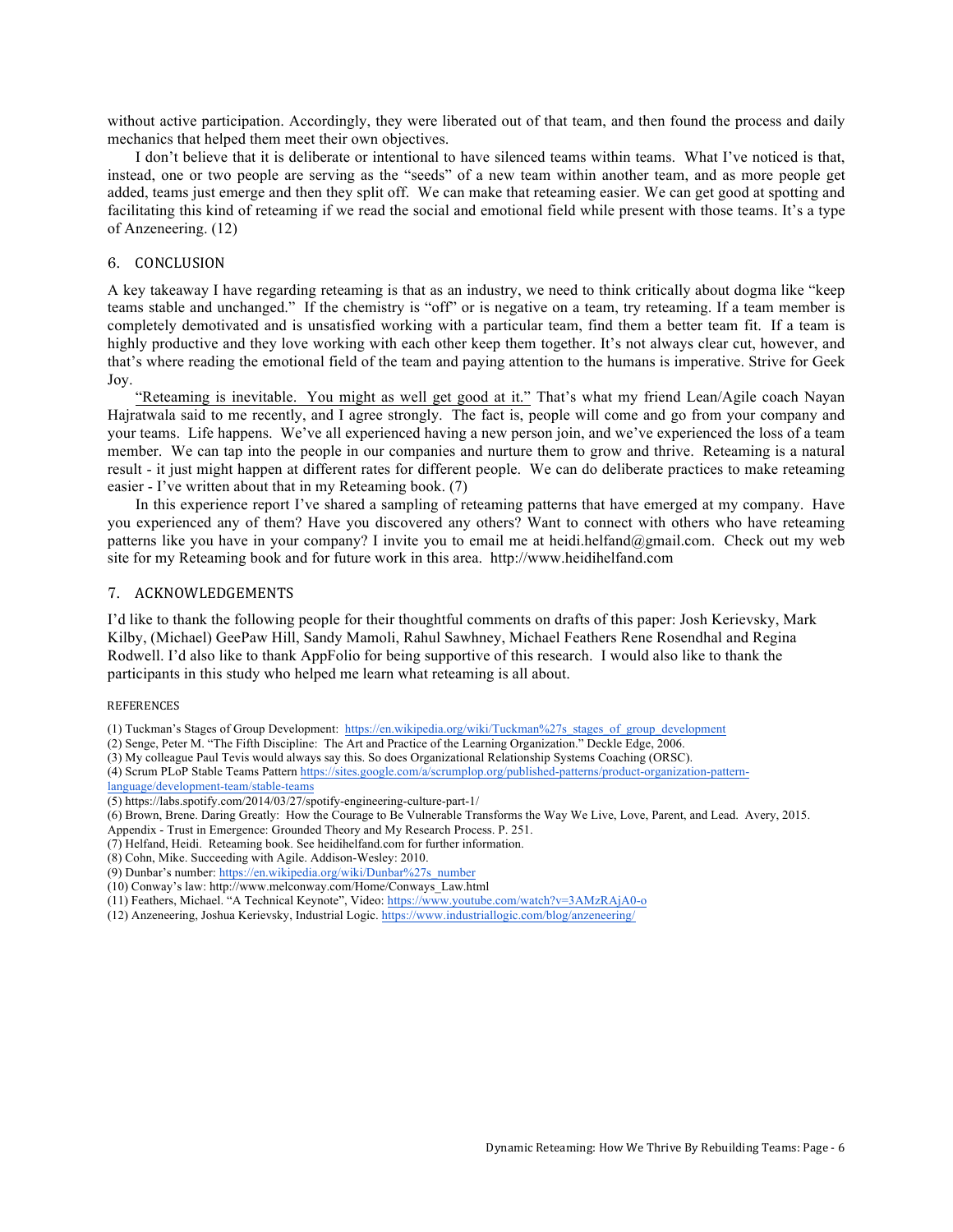without active participation. Accordingly, they were liberated out of that team, and then found the process and daily mechanics that helped them meet their own objectives.

I don't believe that it is deliberate or intentional to have silenced teams within teams. What I've noticed is that, instead, one or two people are serving as the "seeds" of a new team within another team, and as more people get added, teams just emerge and then they split off. We can make that reteaming easier. We can get good at spotting and facilitating this kind of reteaming if we read the social and emotional field while present with those teams. It's a type of Anzeneering. (12)

## 6. CONCLUSION

A key takeaway I have regarding reteaming is that as an industry, we need to think critically about dogma like "keep teams stable and unchanged." If the chemistry is "off" or is negative on a team, try reteaming. If a team member is completely demotivated and is unsatisfied working with a particular team, find them a better team fit. If a team is highly productive and they love working with each other keep them together. It's not always clear cut, however, and that's where reading the emotional field of the team and paying attention to the humans is imperative. Strive for Geek Joy.

"Reteaming is inevitable. You might as well get good at it." That's what my friend Lean/Agile coach Nayan Hajratwala said to me recently, and I agree strongly. The fact is, people will come and go from your company and your teams. Life happens. We've all experienced having a new person join, and we've experienced the loss of a team member. We can tap into the people in our companies and nurture them to grow and thrive. Reteaming is a natural result - it just might happen at different rates for different people. We can do deliberate practices to make reteaming easier - I've written about that in my Reteaming book. (7)

In this experience report I've shared a sampling of reteaming patterns that have emerged at my company. Have you experienced any of them? Have you discovered any others? Want to connect with others who have reteaming patterns like you have in your company? I invite you to email me at heidi.helfand@gmail.com. Check out my web site for my Reteaming book and for future work in this area. http://www.heidihelfand.com

## 7. ACKNOWLEDGEMENTS

I'd like to thank the following people for their thoughtful comments on drafts of this paper: Josh Kerievsky, Mark Kilby, (Michael) GeePaw Hill, Sandy Mamoli, Rahul Sawhney, Michael Feathers Rene Rosendhal and Regina Rodwell. I'd also like to thank AppFolio for being supportive of this research. I would also like to thank the participants in this study who helped me learn what reteaming is all about.

### REFERENCES

(1) Tuckman's Stages of Group Development: https://en.wikipedia.org/wiki/Tuckman%27s_stages_of_group_development
(2) Senge, Peter M. "The Fifth Discipline: The Art and Practice of the Learning Organization." Deckle Edge, 2006.
(3) My colleague Paul Tevis would always say this. So does Organizational Relationship Systems Coaching (ORSC).
(4) Scrum PLoP Stable Teams Pattern https://sites.google.com/a/scrumplop.org/published-patterns/product-organization-pattern-language/development-team/stable-teams
(5) https://labs.spotify.com/2014/03/27/spotify-engineering-culture-part-1/
(6) Brown, Brene. Daring Greatly: How the Courage to Be Vulnerable Transforms the Way We Live, Love, Parent, and Lead. Avery, 2015. Appendix - Trust in Emergence: Grounded Theory and My Research Process. P. 251.
(7) Helfand, Heidi. Reteaming book. See heidihelfand.com for further information.
(8) Cohn, Mike. Succeeding with Agile. Addison-Wesley: 2010.
(9) Dunbar's number: https://en.wikipedia.org/wiki/Dunbar%27s_number
(10) Conway's law: http://www.melconway.com/Home/Conways_Law.html
(11) Feathers, Michael. "A Technical Keynote", Video: https://www.youtube.com/watch?v=3AMzRAjA0-o
(12) Anzeneering, Joshua Kerievsky, Industrial Logic. https://www.industriallogic.com/blog/anzeneering/